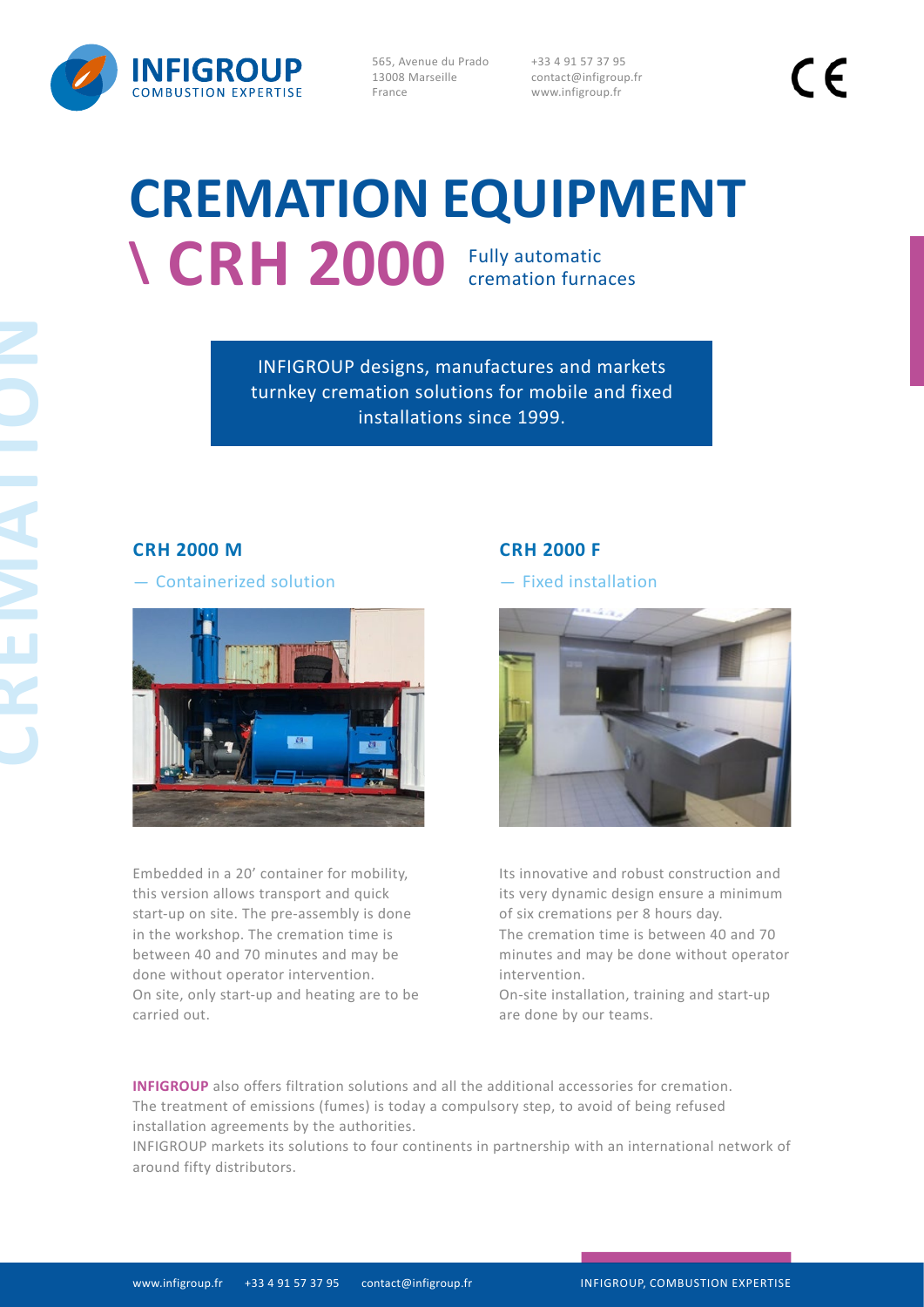INFIGROUP
COMBUSTION EXPERTISE

565, Avenue du Prado
13008 Marseille
France

+33 4 91 57 37 95
contact@infigroup.fr
www.infigroup.fr

CE

CREMATION

# CREMATION EQUIPMENT

## \ CRH 2000 Fully automatic cremation furnaces

INFIGROUP designs, manufactures and markets turnkey cremation solutions for mobile and fixed installations since 1999.

### CRH 2000 M

— Containerized solution

Embedded in a 20' container for mobility, this version allows transport and quick start-up on site. The pre-assembly is done in the workshop. The cremation time is between 40 and 70 minutes and may be done without operator intervention.
On site, only start-up and heating are to be carried out.

### CRH 2000 F

— Fixed installation

Its innovative and robust construction and its very dynamic design ensure a minimum of six cremations per 8 hours day.
The cremation time is between 40 and 70 minutes and may be done without operator intervention.
On-site installation, training and start-up are done by our teams.

**INFIGROUP** also offers filtration solutions and all the additional accessories for cremation.
The treatment of emissions (fumes) is today a compulsory step, to avoid of being refused installation agreements by the authorities.
INFIGROUP markets its solutions to four continents in partnership with an international network of around fifty distributors.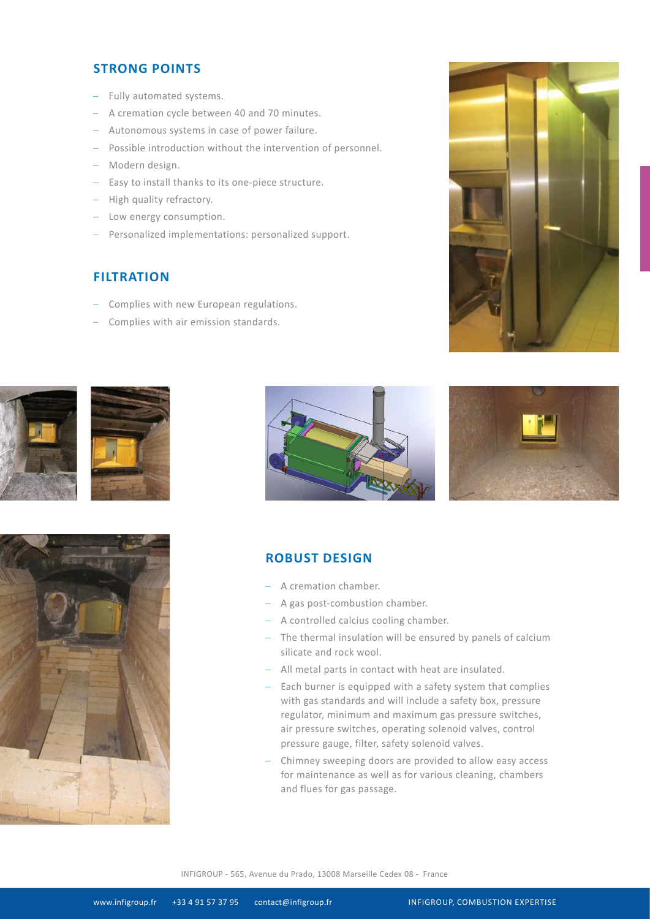## STRONG POINTS

- Fully automated systems.
- A cremation cycle between 40 and 70 minutes.
- Autonomous systems in case of power failure.
- Possible introduction without the intervention of personnel.
- Modern design.
- Easy to install thanks to its one-piece structure.
- High quality refractory.
- Low energy consumption.
- Personalized implementations: personalized support.

## FILTRATION

- Complies with new European regulations.
- Complies with air emission standards.

## ROBUST DESIGN

- A cremation chamber.
- A gas post-combustion chamber.
- A controlled calcius cooling chamber.
- The thermal insulation will be ensured by panels of calcium silicate and rock wool.
- All metal parts in contact with heat are insulated.
- Each burner is equipped with a safety system that complies with gas standards and will include a safety box, pressure regulator, minimum and maximum gas pressure switches, air pressure switches, operating solenoid valves, control pressure gauge, filter, safety solenoid valves.
- Chimney sweeping doors are provided to allow easy access for maintenance as well as for various cleaning, chambers and flues for gas passage.

INFIGROUP - 565, Avenue du Prado, 13008 Marseille Cedex 08 - France

www.infigroup.fr +33 4 91 57 37 95 contact@infigroup.fr INFIGROUP, COMBUSTION EXPERTISE